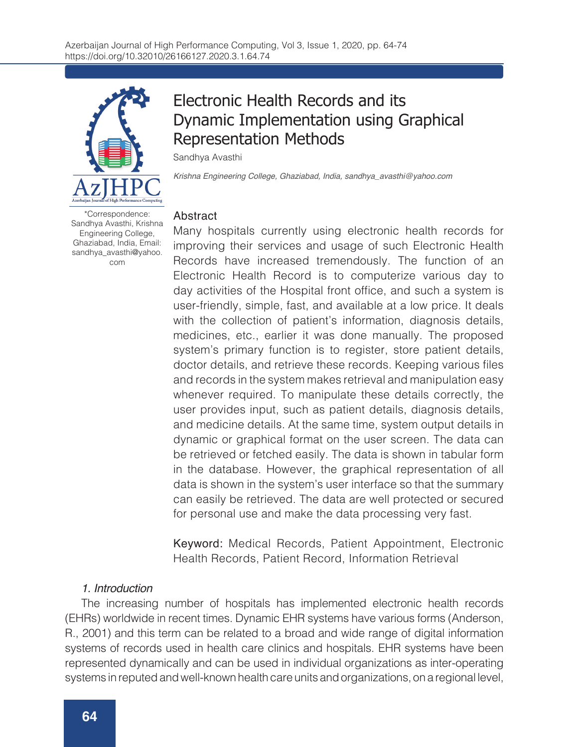# Electronic Health Records and its Dynamic Implementation using Graphical Representation Methods

Sandhya Avasthi

*Krishna Engineering College, Ghaziabad, India, sandhya_avasthi@yahoo.com*

*Correspondence: Sandhya Avasthi, Krishna Engineering College, Ghaziabad, India, Email: sandhya_avasthi@yahoo.com

## Abstract

Many hospitals currently using electronic health records for improving their services and usage of such Electronic Health Records have increased tremendously. The function of an Electronic Health Record is to computerize various day to day activities of the Hospital front office, and such a system is user-friendly, simple, fast, and available at a low price. It deals with the collection of patient's information, diagnosis details, medicines, etc., earlier it was done manually. The proposed system's primary function is to register, store patient details, doctor details, and retrieve these records. Keeping various files and records in the system makes retrieval and manipulation easy whenever required. To manipulate these details correctly, the user provides input, such as patient details, diagnosis details, and medicine details. At the same time, system output details in dynamic or graphical format on the user screen. The data can be retrieved or fetched easily. The data is shown in tabular form in the database. However, the graphical representation of all data is shown in the system's user interface so that the summary can easily be retrieved. The data are well protected or secured for personal use and make the data processing very fast.

**Keyword:** Medical Records, Patient Appointment, Electronic Health Records, Patient Record, Information Retrieval

## *1. Introduction*

The increasing number of hospitals has implemented electronic health records (EHRs) worldwide in recent times. Dynamic EHR systems have various forms (Anderson, R., 2001) and this term can be related to a broad and wide range of digital information systems of records used in health care clinics and hospitals. EHR systems have been represented dynamically and can be used in individual organizations as inter-operating systems in reputed and well-known health care units and organizations, on a regional level,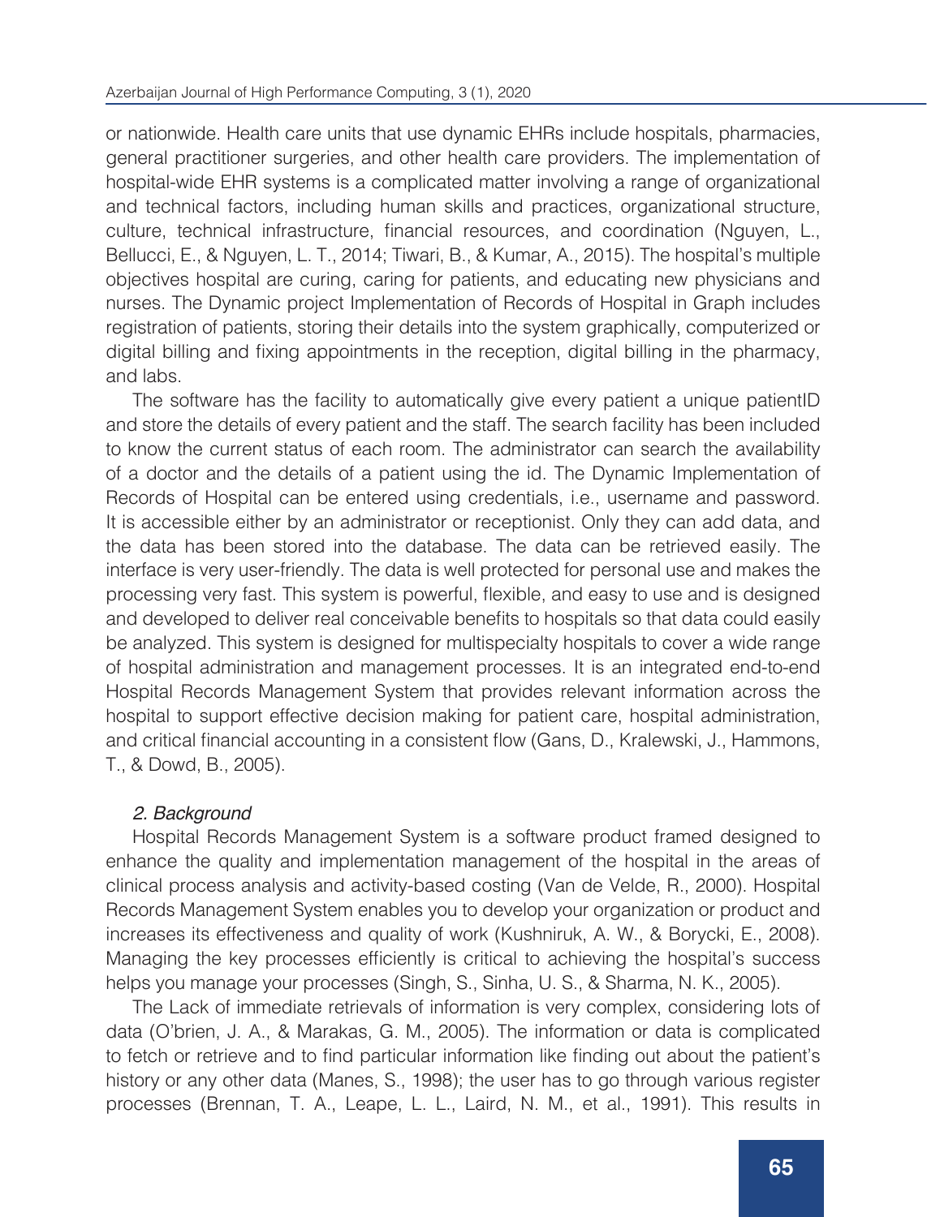or nationwide. Health care units that use dynamic EHRs include hospitals, pharmacies, general practitioner surgeries, and other health care providers. The implementation of hospital-wide EHR systems is a complicated matter involving a range of organizational and technical factors, including human skills and practices, organizational structure, culture, technical infrastructure, financial resources, and coordination (Nguyen, L., Bellucci, E., & Nguyen, L. T., 2014; Tiwari, B., & Kumar, A., 2015). The hospital's multiple objectives hospital are curing, caring for patients, and educating new physicians and nurses. The Dynamic project Implementation of Records of Hospital in Graph includes registration of patients, storing their details into the system graphically, computerized or digital billing and fixing appointments in the reception, digital billing in the pharmacy, and labs.

The software has the facility to automatically give every patient a unique patientID and store the details of every patient and the staff. The search facility has been included to know the current status of each room. The administrator can search the availability of a doctor and the details of a patient using the id. The Dynamic Implementation of Records of Hospital can be entered using credentials, i.e., username and password. It is accessible either by an administrator or receptionist. Only they can add data, and the data has been stored into the database. The data can be retrieved easily. The interface is very user-friendly. The data is well protected for personal use and makes the processing very fast. This system is powerful, flexible, and easy to use and is designed and developed to deliver real conceivable benefits to hospitals so that data could easily be analyzed. This system is designed for multispecialty hospitals to cover a wide range of hospital administration and management processes. It is an integrated end-to-end Hospital Records Management System that provides relevant information across the hospital to support effective decision making for patient care, hospital administration, and critical financial accounting in a consistent flow (Gans, D., Kralewski, J., Hammons, T., & Dowd, B., 2005).

## *2. Background*

Hospital Records Management System is a software product framed designed to enhance the quality and implementation management of the hospital in the areas of clinical process analysis and activity-based costing (Van de Velde, R., 2000). Hospital Records Management System enables you to develop your organization or product and increases its effectiveness and quality of work (Kushniruk, A. W., & Borycki, E., 2008). Managing the key processes efficiently is critical to achieving the hospital's success helps you manage your processes (Singh, S., Sinha, U. S., & Sharma, N. K., 2005).

The Lack of immediate retrievals of information is very complex, considering lots of data (O'brien, J. A., & Marakas, G. M., 2005). The information or data is complicated to fetch or retrieve and to find particular information like finding out about the patient's history or any other data (Manes, S., 1998); the user has to go through various register processes (Brennan, T. A., Leape, L. L., Laird, N. M., et al., 1991). This results in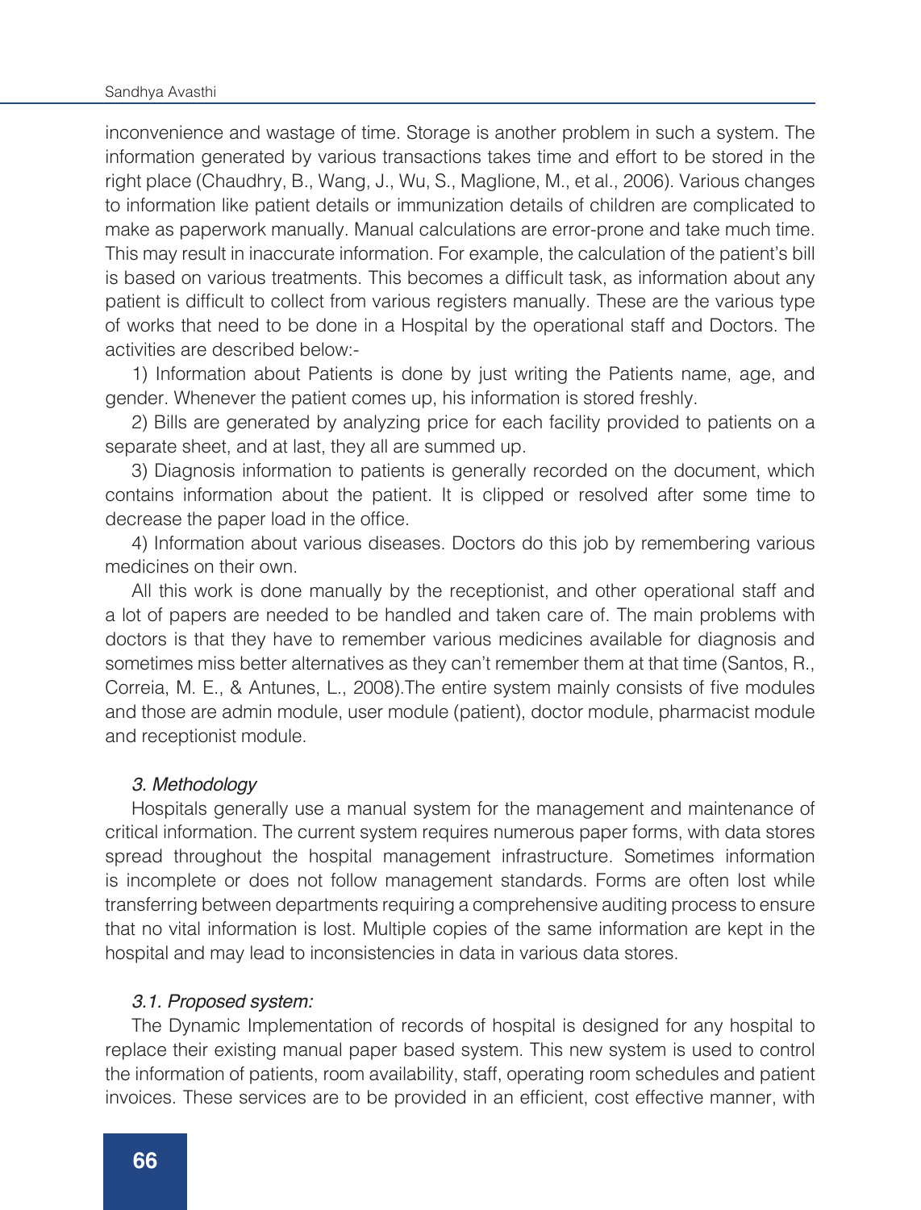inconvenience and wastage of time. Storage is another problem in such a system. The information generated by various transactions takes time and effort to be stored in the right place (Chaudhry, B., Wang, J., Wu, S., Maglione, M., et al., 2006). Various changes to information like patient details or immunization details of children are complicated to make as paperwork manually. Manual calculations are error-prone and take much time. This may result in inaccurate information. For example, the calculation of the patient's bill is based on various treatments. This becomes a difficult task, as information about any patient is difficult to collect from various registers manually. These are the various type of works that need to be done in a Hospital by the operational staff and Doctors. The activities are described below:-

1) Information about Patients is done by just writing the Patients name, age, and gender. Whenever the patient comes up, his information is stored freshly.

2) Bills are generated by analyzing price for each facility provided to patients on a separate sheet, and at last, they all are summed up.

3) Diagnosis information to patients is generally recorded on the document, which contains information about the patient. It is clipped or resolved after some time to decrease the paper load in the office.

4) Information about various diseases. Doctors do this job by remembering various medicines on their own.

All this work is done manually by the receptionist, and other operational staff and a lot of papers are needed to be handled and taken care of. The main problems with doctors is that they have to remember various medicines available for diagnosis and sometimes miss better alternatives as they can't remember them at that time (Santos, R., Correia, M. E., & Antunes, L., 2008).The entire system mainly consists of five modules and those are admin module, user module (patient), doctor module, pharmacist module and receptionist module.

### *3. Methodology*

Hospitals generally use a manual system for the management and maintenance of critical information. The current system requires numerous paper forms, with data stores spread throughout the hospital management infrastructure. Sometimes information is incomplete or does not follow management standards. Forms are often lost while transferring between departments requiring a comprehensive auditing process to ensure that no vital information is lost. Multiple copies of the same information are kept in the hospital and may lead to inconsistencies in data in various data stores.

#### *3.1. Proposed system:*

The Dynamic Implementation of records of hospital is designed for any hospital to replace their existing manual paper based system. This new system is used to control the information of patients, room availability, staff, operating room schedules and patient invoices. These services are to be provided in an efficient, cost effective manner, with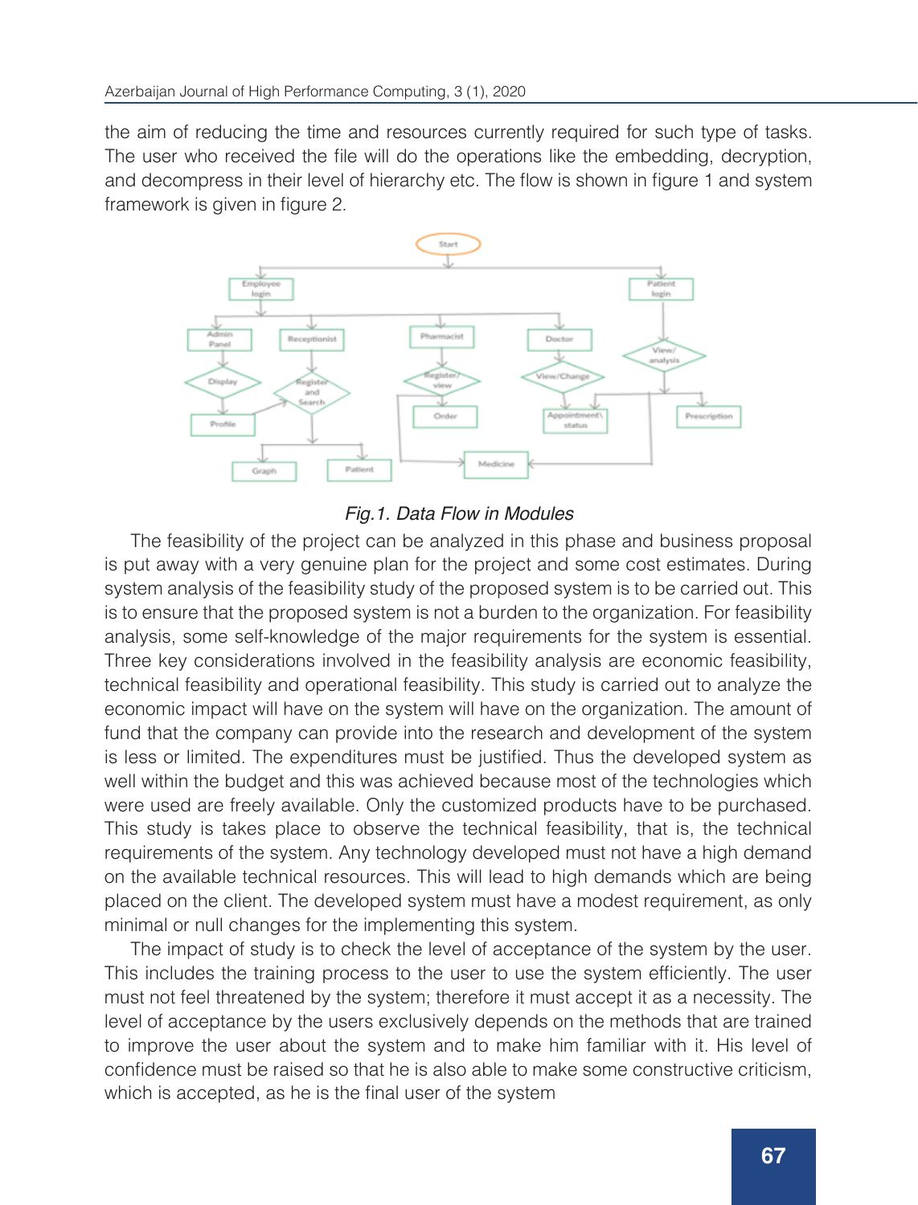the aim of reducing the time and resources currently required for such type of tasks. The user who received the file will do the operations like the embedding, decryption, and decompress in their level of hierarchy etc. The flow is shown in figure 1 and system framework is given in figure 2.

*Fig.1. Data Flow in Modules*

The feasibility of the project can be analyzed in this phase and business proposal is put away with a very genuine plan for the project and some cost estimates. During system analysis of the feasibility study of the proposed system is to be carried out. This is to ensure that the proposed system is not a burden to the organization. For feasibility analysis, some self-knowledge of the major requirements for the system is essential. Three key considerations involved in the feasibility analysis are economic feasibility, technical feasibility and operational feasibility. This study is carried out to analyze the economic impact will have on the system will have on the organization. The amount of fund that the company can provide into the research and development of the system is less or limited. The expenditures must be justified. Thus the developed system as well within the budget and this was achieved because most of the technologies which were used are freely available. Only the customized products have to be purchased. This study is takes place to observe the technical feasibility, that is, the technical requirements of the system. Any technology developed must not have a high demand on the available technical resources. This will lead to high demands which are being placed on the client. The developed system must have a modest requirement, as only minimal or null changes for the implementing this system.

The impact of study is to check the level of acceptance of the system by the user. This includes the training process to the user to use the system efficiently. The user must not feel threatened by the system; therefore it must accept it as a necessity. The level of acceptance by the users exclusively depends on the methods that are trained to improve the user about the system and to make him familiar with it. His level of confidence must be raised so that he is also able to make some constructive criticism, which is accepted, as he is the final user of the system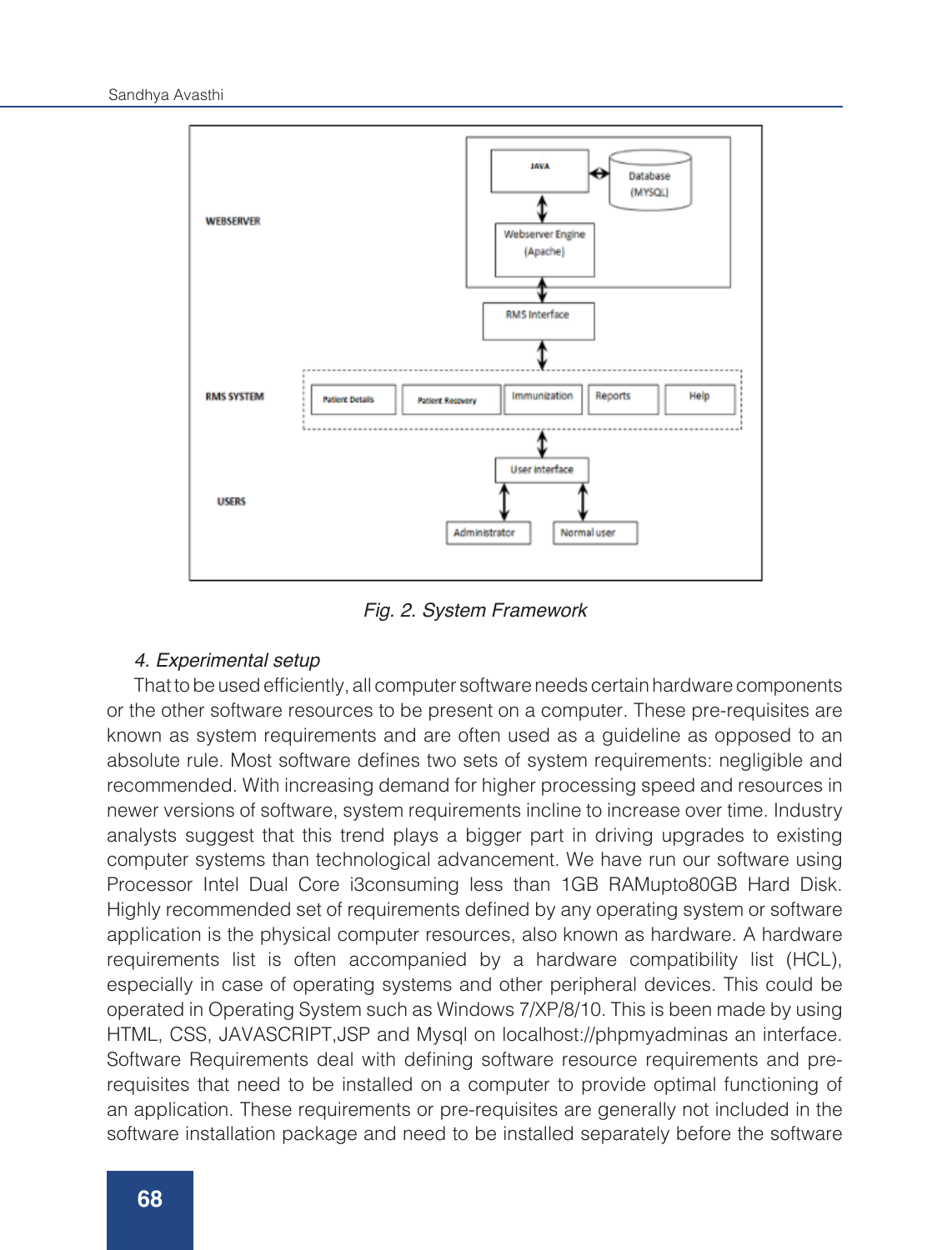Fig. 2. System Framework

*4. Experimental setup*

That to be used efficiently, all computer software needs certain hardware components or the other software resources to be present on a computer. These pre-requisites are known as system requirements and are often used as a guideline as opposed to an absolute rule. Most software defines two sets of system requirements: negligible and recommended. With increasing demand for higher processing speed and resources in newer versions of software, system requirements incline to increase over time. Industry analysts suggest that this trend plays a bigger part in driving upgrades to existing computer systems than technological advancement. We have run our software using Processor Intel Dual Core i3consuming less than 1GB RAMupto80GB Hard Disk. Highly recommended set of requirements defined by any operating system or software application is the physical computer resources, also known as hardware. A hardware requirements list is often accompanied by a hardware compatibility list (HCL), especially in case of operating systems and other peripheral devices. This could be operated in Operating System such as Windows 7/XP/8/10. This is been made by using HTML, CSS, JAVASCRIPT,JSP and Mysql on localhost://phpmyadminas an interface. Software Requirements deal with defining software resource requirements and pre-requisites that need to be installed on a computer to provide optimal functioning of an application. These requirements or pre-requisites are generally not included in the software installation package and need to be installed separately before the software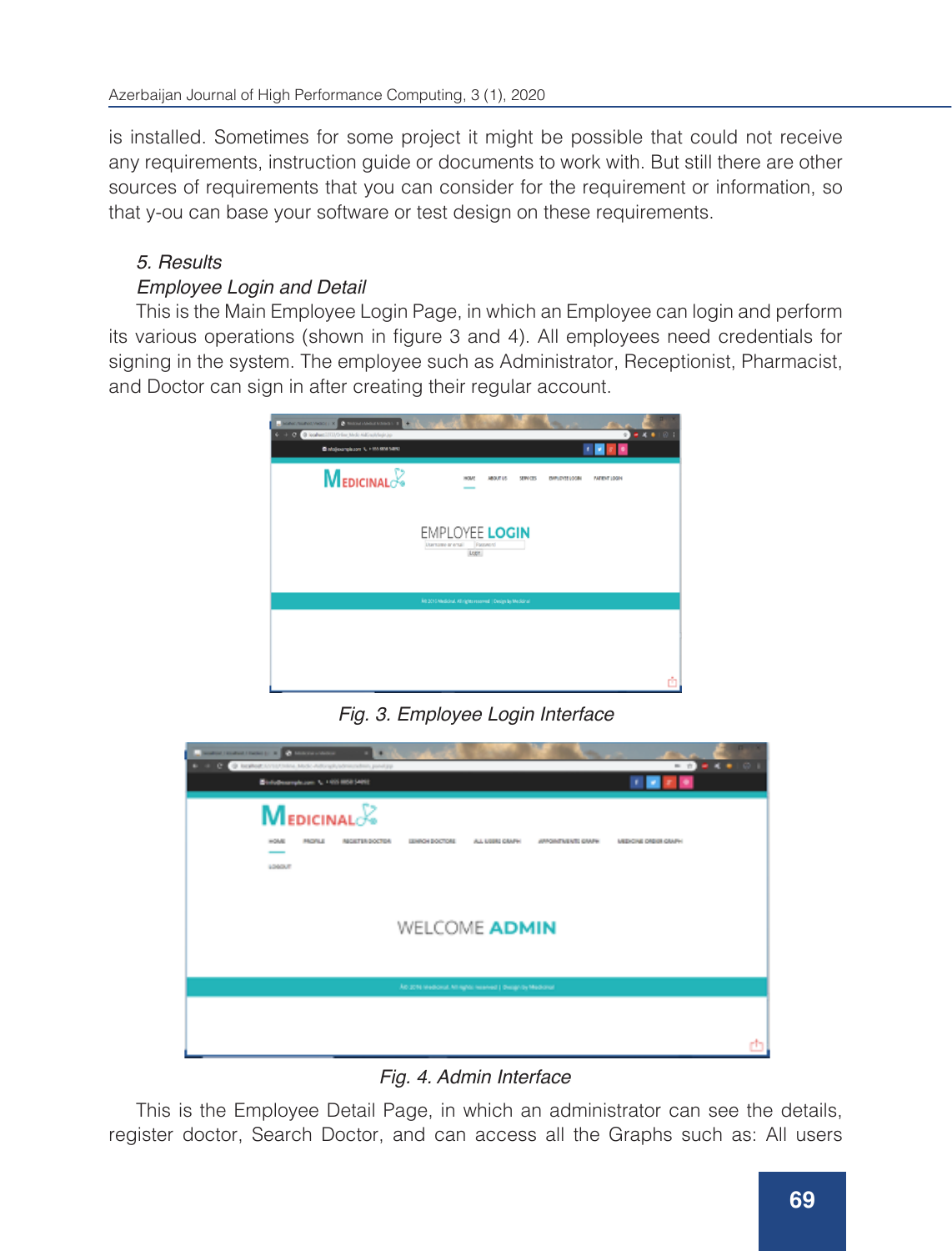is installed. Sometimes for some project it might be possible that could not receive any requirements, instruction guide or documents to work with. But still there are other sources of requirements that you can consider for the requirement or information, so that y-ou can base your software or test design on these requirements.

### *5. Results*

#### *Employee Login and Detail*

This is the Main Employee Login Page, in which an Employee can login and perform its various operations (shown in figure 3 and 4). All employees need credentials for signing in the system. The employee such as Administrator, Receptionist, Pharmacist, and Doctor can sign in after creating their regular account.

*Fig. 3. Employee Login Interface*

*Fig. 4. Admin Interface*

This is the Employee Detail Page, in which an administrator can see the details, register doctor, Search Doctor, and can access all the Graphs such as: All users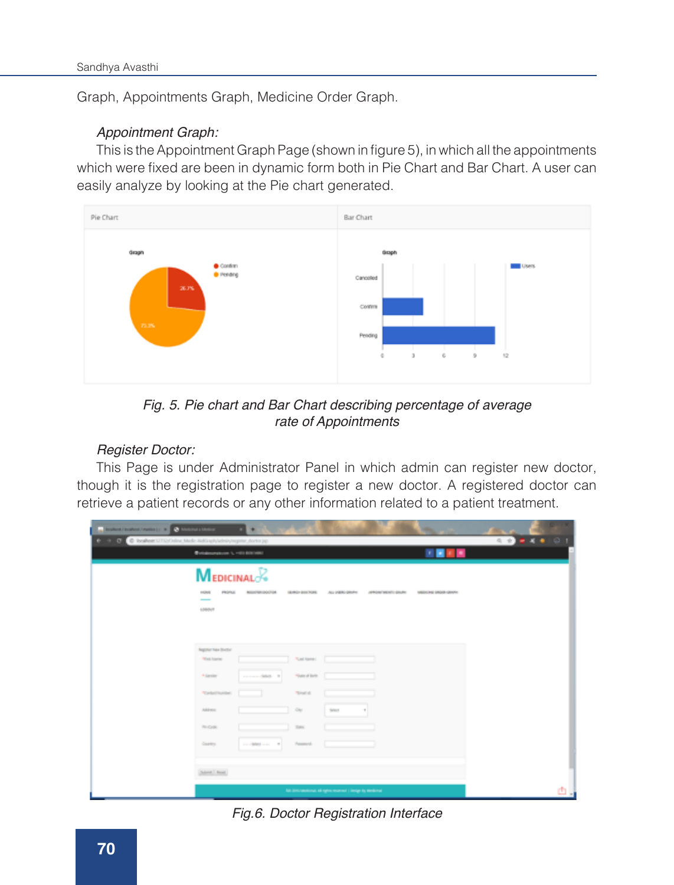Graph, Appointments Graph, Medicine Order Graph.

*Appointment Graph:*

This is the Appointment Graph Page (shown in figure 5), in which all the appointments which were fixed are been in dynamic form both in Pie Chart and Bar Chart. A user can easily analyze by looking at the Pie chart generated.

*Fig. 5. Pie chart and Bar Chart describing percentage of average rate of Appointments*

*Register Doctor:*

This Page is under Administrator Panel in which admin can register new doctor, though it is the registration page to register a new doctor. A registered doctor can retrieve a patient records or any other information related to a patient treatment.

*Fig.6. Doctor Registration Interface*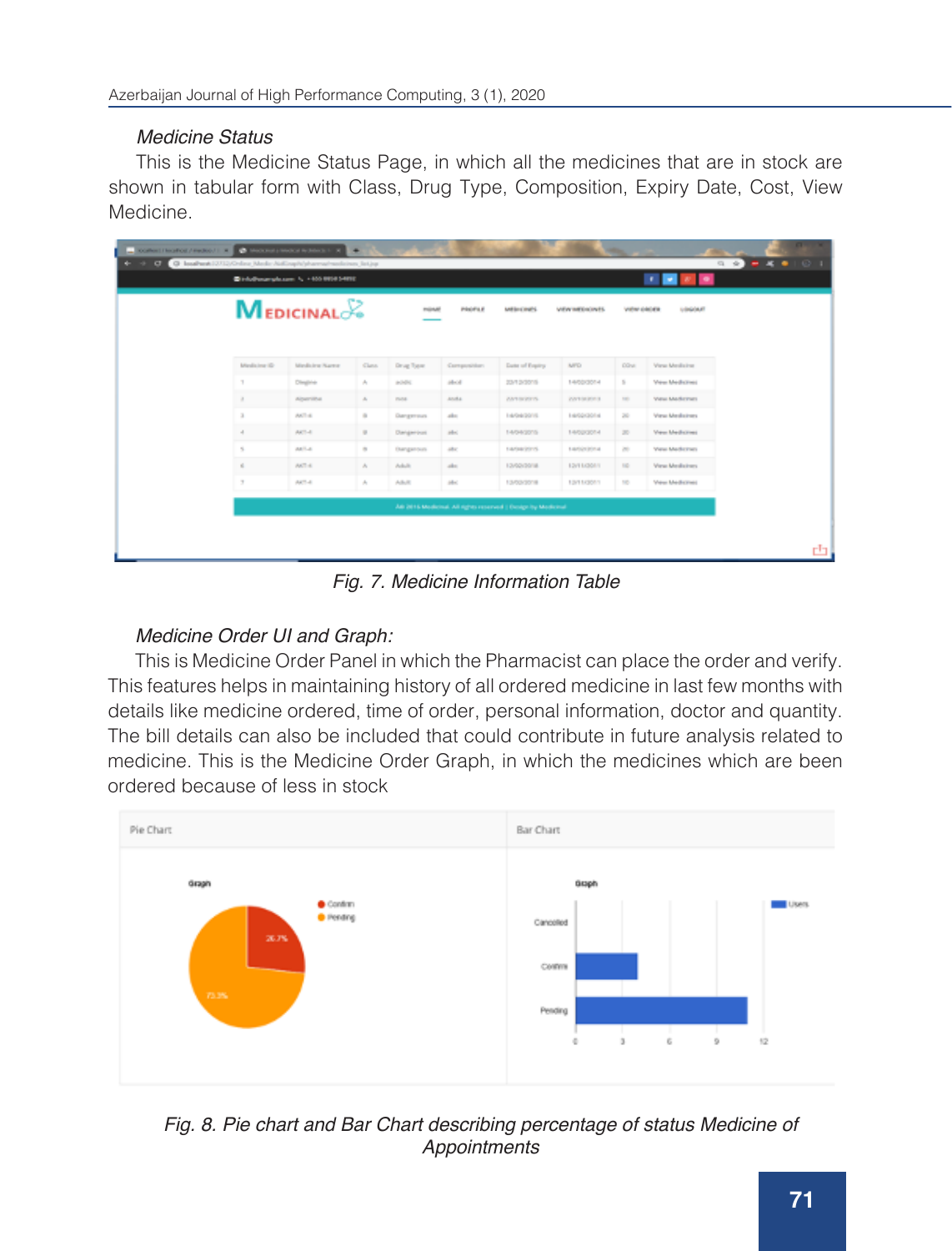*Medicine Status*

This is the Medicine Status Page, in which all the medicines that are in stock are shown in tabular form with Class, Drug Type, Composition, Expiry Date, Cost, View Medicine.

Fig. 7. Medicine Information Table

*Medicine Order UI and Graph:*

This is Medicine Order Panel in which the Pharmacist can place the order and verify. This features helps in maintaining history of all ordered medicine in last few months with details like medicine ordered, time of order, personal information, doctor and quantity. The bill details can also be included that could contribute in future analysis related to medicine. This is the Medicine Order Graph, in which the medicines which are been ordered because of less in stock

Fig. 8. Pie chart and Bar Chart describing percentage of status Medicine of Appointments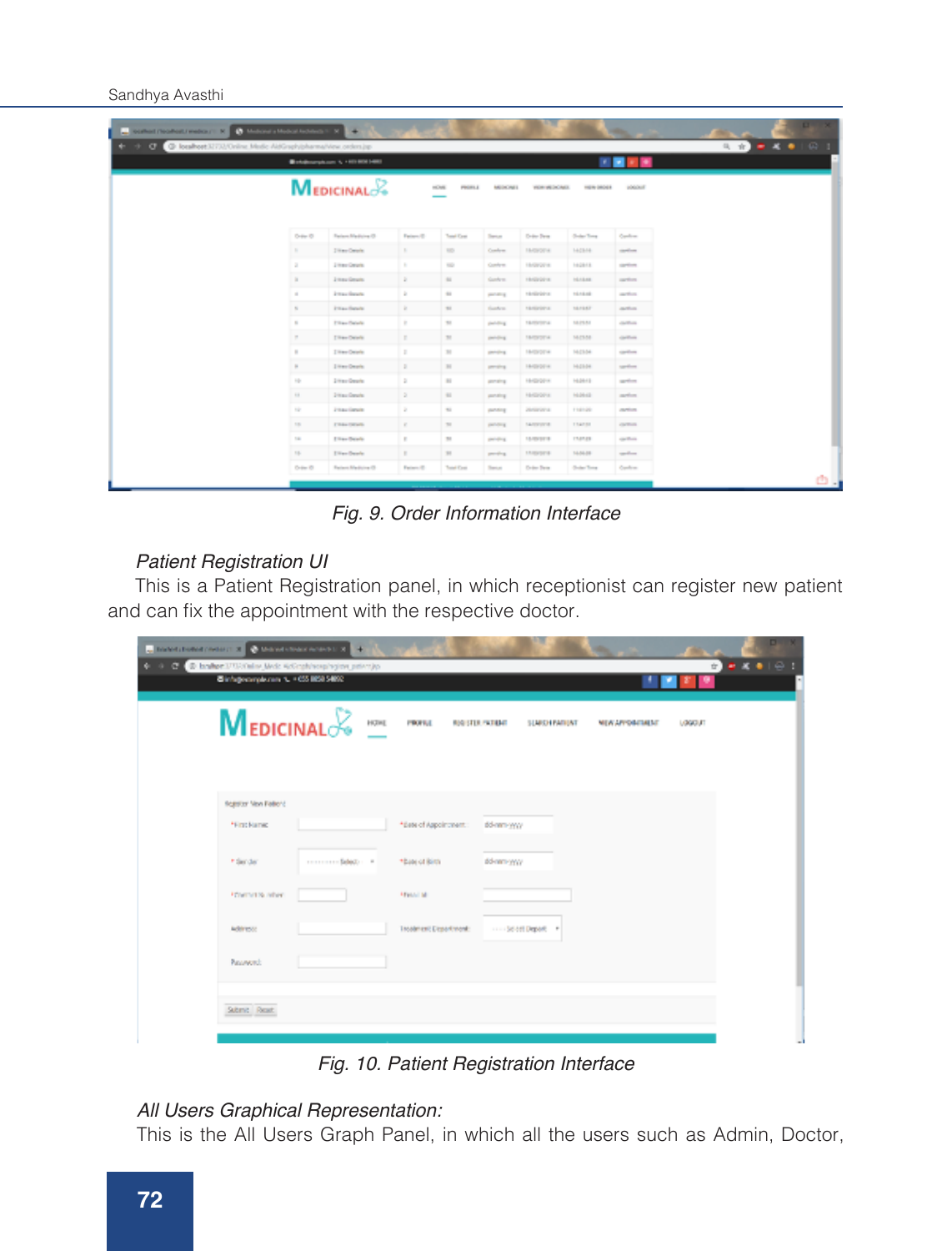Fig. 9. Order Information Interface

*Patient Registration UI*

This is a Patient Registration panel, in which receptionist can register new patient and can fix the appointment with the respective doctor.

Fig. 10. Patient Registration Interface

*All Users Graphical Representation:*

This is the All Users Graph Panel, in which all the users such as Admin, Doctor,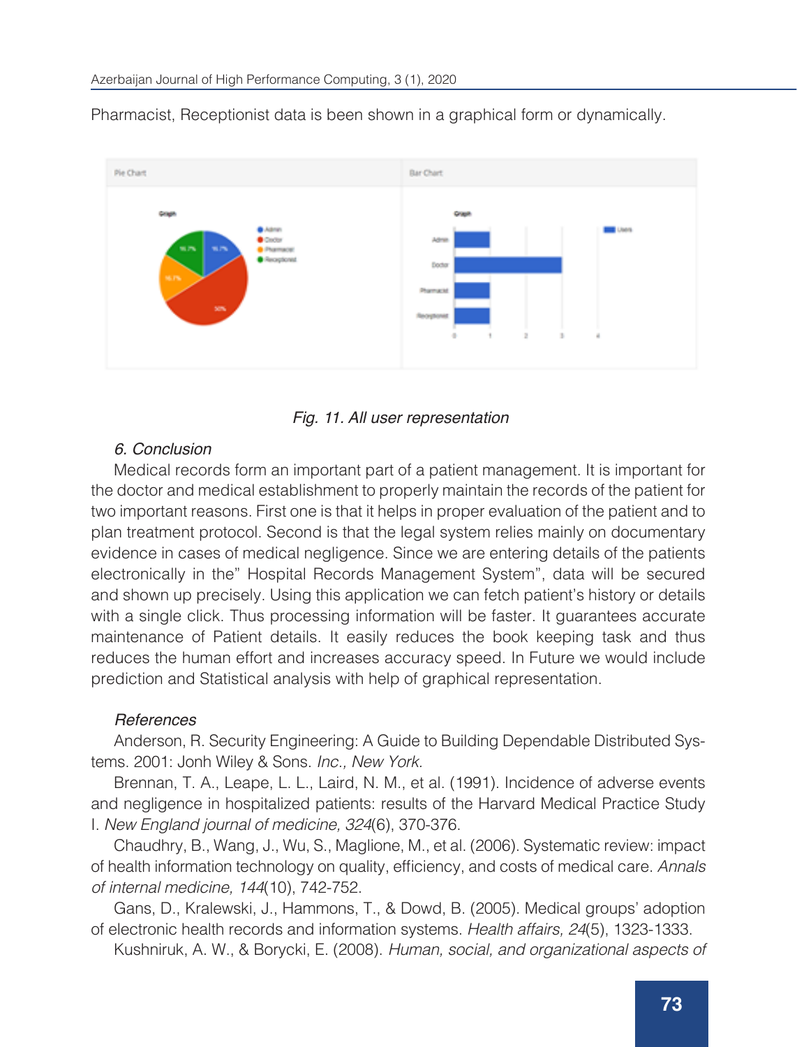Pharmacist, Receptionist data is been shown in a graphical form or dynamically.

*Fig. 11. All user representation*

### *6. Conclusion*

Medical records form an important part of a patient management. It is important for the doctor and medical establishment to properly maintain the records of the patient for two important reasons. First one is that it helps in proper evaluation of the patient and to plan treatment protocol. Second is that the legal system relies mainly on documentary evidence in cases of medical negligence. Since we are entering details of the patients electronically in the" Hospital Records Management System", data will be secured and shown up precisely. Using this application we can fetch patient's history or details with a single click. Thus processing information will be faster. It guarantees accurate maintenance of Patient details. It easily reduces the book keeping task and thus reduces the human effort and increases accuracy speed. In Future we would include prediction and Statistical analysis with help of graphical representation.

### *References*

Anderson, R. Security Engineering: A Guide to Building Dependable Distributed Systems. 2001: Jonh Wiley & Sons. *Inc., New York.*

Brennan, T. A., Leape, L. L., Laird, N. M., et al. (1991). Incidence of adverse events and negligence in hospitalized patients: results of the Harvard Medical Practice Study I. *New England journal of medicine, 324*(6), 370-376.

Chaudhry, B., Wang, J., Wu, S., Maglione, M., et al. (2006). Systematic review: impact of health information technology on quality, efficiency, and costs of medical care. *Annals of internal medicine, 144*(10), 742-752.

Gans, D., Kralewski, J., Hammons, T., & Dowd, B. (2005). Medical groups' adoption of electronic health records and information systems. *Health affairs, 24*(5), 1323-1333.

Kushniruk, A. W., & Borycki, E. (2008). *Human, social, and organizational aspects of*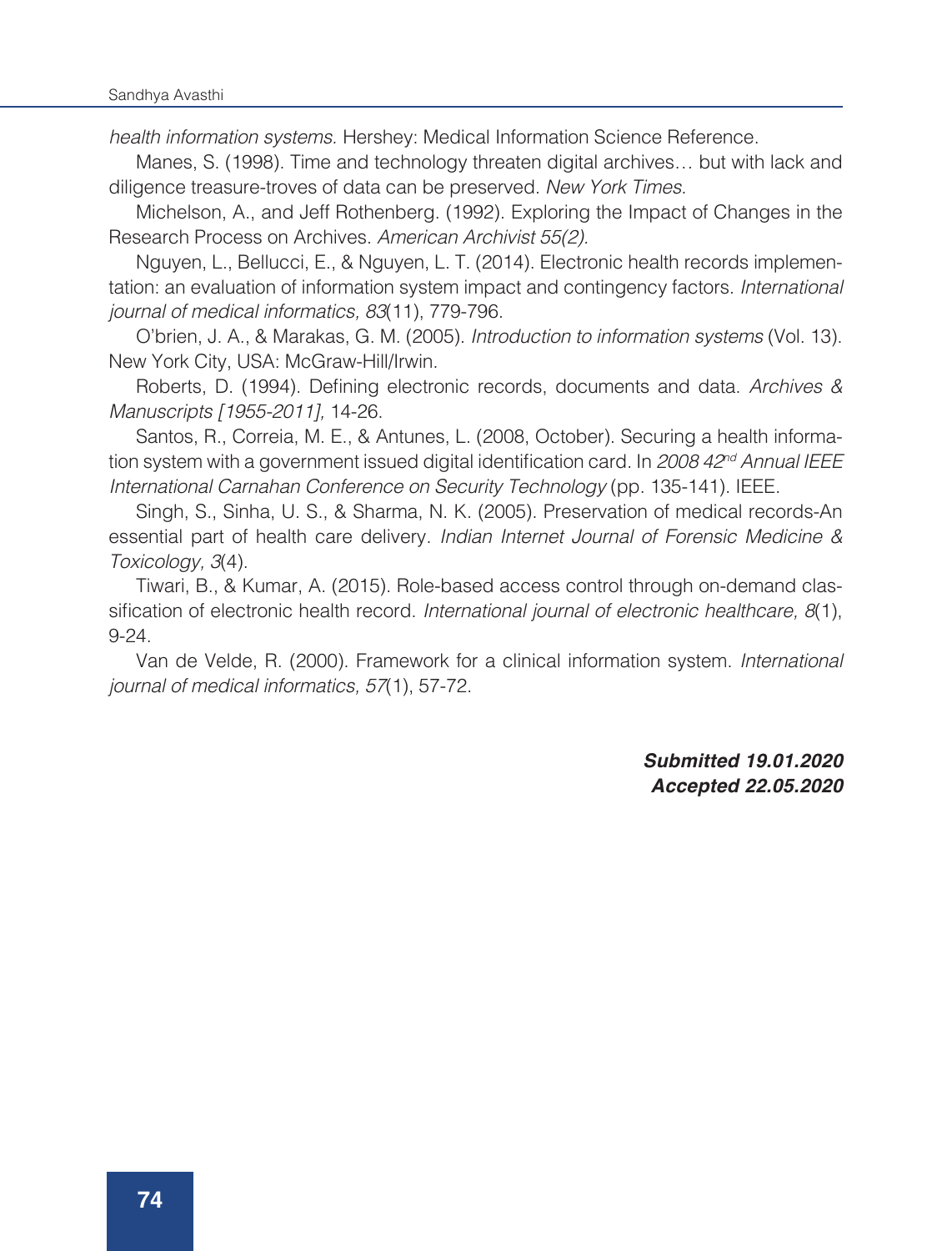*health information systems.* Hershey: Medical Information Science Reference.

Manes, S. (1998). Time and technology threaten digital archives… but with lack and diligence treasure-troves of data can be preserved. *New York Times.*

Michelson, A., and Jeff Rothenberg. (1992). Exploring the Impact of Changes in the Research Process on Archives. *American Archivist 55(2).*

Nguyen, L., Bellucci, E., & Nguyen, L. T. (2014). Electronic health records implementation: an evaluation of information system impact and contingency factors. *International journal of medical informatics, 83*(11), 779-796.

O'brien, J. A., & Marakas, G. M. (2005). *Introduction to information systems* (Vol. 13). New York City, USA: McGraw-Hill/Irwin.

Roberts, D. (1994). Defining electronic records, documents and data. *Archives & Manuscripts [1955-2011],* 14-26.

Santos, R., Correia, M. E., & Antunes, L. (2008, October). Securing a health information system with a government issued digital identification card. In *2008 42nd Annual IEEE International Carnahan Conference on Security Technology* (pp. 135-141). IEEE.

Singh, S., Sinha, U. S., & Sharma, N. K. (2005). Preservation of medical records-An essential part of health care delivery. *Indian Internet Journal of Forensic Medicine & Toxicology, 3*(4).

Tiwari, B., & Kumar, A. (2015). Role-based access control through on-demand classification of electronic health record. *International journal of electronic healthcare, 8*(1), 9-24.

Van de Velde, R. (2000). Framework for a clinical information system. *International journal of medical informatics, 57*(1), 57-72.

***Submitted 19.01.2020***
***Accepted 22.05.2020***